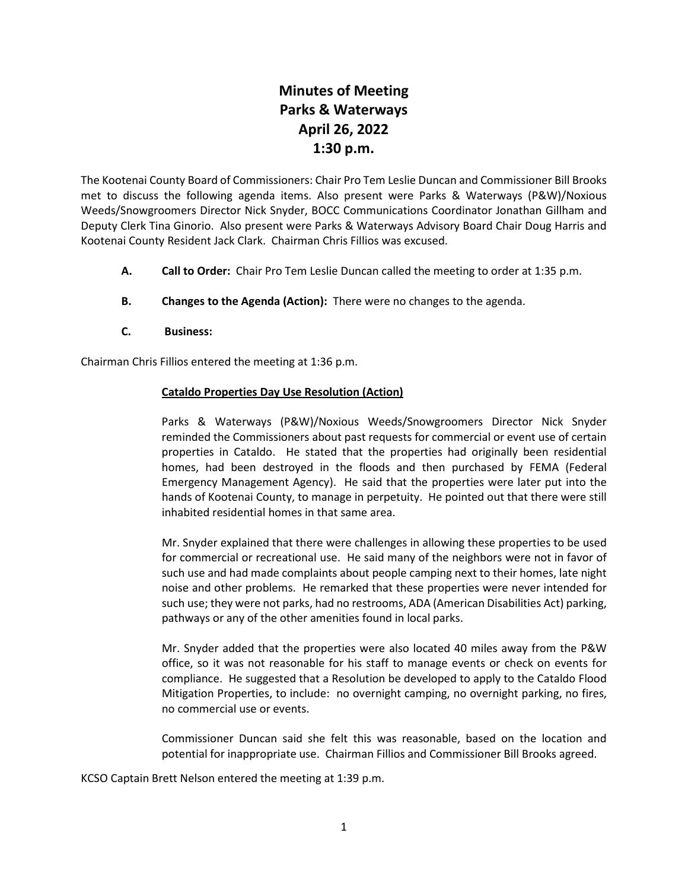# Minutes of Meeting
# Parks & Waterways
# April 26, 2022
# 1:30 p.m.

The Kootenai County Board of Commissioners: Chair Pro Tem Leslie Duncan and Commissioner Bill Brooks met to discuss the following agenda items. Also present were Parks & Waterways (P&W)/Noxious Weeds/Snowgroomers Director Nick Snyder, BOCC Communications Coordinator Jonathan Gillham and Deputy Clerk Tina Ginorio. Also present were Parks & Waterways Advisory Board Chair Doug Harris and Kootenai County Resident Jack Clark. Chairman Chris Fillios was excused.

**A. Call to Order:** Chair Pro Tem Leslie Duncan called the meeting to order at 1:35 p.m.

**B. Changes to the Agenda (Action):** There were no changes to the agenda.

**C. Business:**

Chairman Chris Fillios entered the meeting at 1:36 p.m.

**Cataldo Properties Day Use Resolution (Action)**

Parks & Waterways (P&W)/Noxious Weeds/Snowgroomers Director Nick Snyder reminded the Commissioners about past requests for commercial or event use of certain properties in Cataldo. He stated that the properties had originally been residential homes, had been destroyed in the floods and then purchased by FEMA (Federal Emergency Management Agency). He said that the properties were later put into the hands of Kootenai County, to manage in perpetuity. He pointed out that there were still inhabited residential homes in that same area.

Mr. Snyder explained that there were challenges in allowing these properties to be used for commercial or recreational use. He said many of the neighbors were not in favor of such use and had made complaints about people camping next to their homes, late night noise and other problems. He remarked that these properties were never intended for such use; they were not parks, had no restrooms, ADA (American Disabilities Act) parking, pathways or any of the other amenities found in local parks.

Mr. Snyder added that the properties were also located 40 miles away from the P&W office, so it was not reasonable for his staff to manage events or check on events for compliance. He suggested that a Resolution be developed to apply to the Cataldo Flood Mitigation Properties, to include: no overnight camping, no overnight parking, no fires, no commercial use or events.

Commissioner Duncan said she felt this was reasonable, based on the location and potential for inappropriate use. Chairman Fillios and Commissioner Bill Brooks agreed.

KCSO Captain Brett Nelson entered the meeting at 1:39 p.m.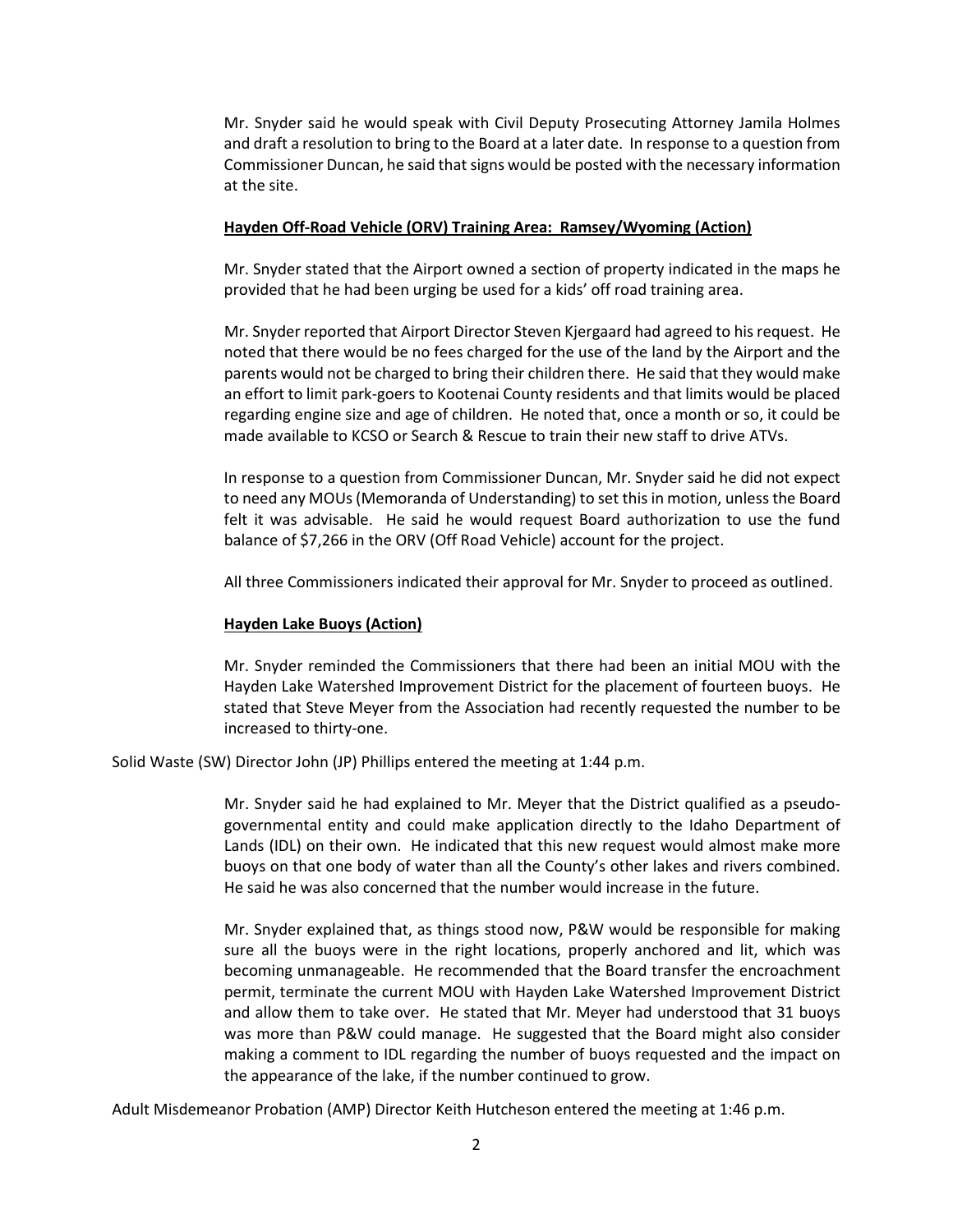Mr. Snyder said he would speak with Civil Deputy Prosecuting Attorney Jamila Holmes and draft a resolution to bring to the Board at a later date. In response to a question from Commissioner Duncan, he said that signs would be posted with the necessary information at the site.

**Hayden Off-Road Vehicle (ORV) Training Area: Ramsey/Wyoming (Action)**

Mr. Snyder stated that the Airport owned a section of property indicated in the maps he provided that he had been urging be used for a kids' off road training area.

Mr. Snyder reported that Airport Director Steven Kjergaard had agreed to his request. He noted that there would be no fees charged for the use of the land by the Airport and the parents would not be charged to bring their children there. He said that they would make an effort to limit park-goers to Kootenai County residents and that limits would be placed regarding engine size and age of children. He noted that, once a month or so, it could be made available to KCSO or Search & Rescue to train their new staff to drive ATVs.

In response to a question from Commissioner Duncan, Mr. Snyder said he did not expect to need any MOUs (Memoranda of Understanding) to set this in motion, unless the Board felt it was advisable. He said he would request Board authorization to use the fund balance of $7,266 in the ORV (Off Road Vehicle) account for the project.

All three Commissioners indicated their approval for Mr. Snyder to proceed as outlined.

**Hayden Lake Buoys (Action)**

Mr. Snyder reminded the Commissioners that there had been an initial MOU with the Hayden Lake Watershed Improvement District for the placement of fourteen buoys. He stated that Steve Meyer from the Association had recently requested the number to be increased to thirty-one.

Solid Waste (SW) Director John (JP) Phillips entered the meeting at 1:44 p.m.

Mr. Snyder said he had explained to Mr. Meyer that the District qualified as a pseudo-governmental entity and could make application directly to the Idaho Department of Lands (IDL) on their own. He indicated that this new request would almost make more buoys on that one body of water than all the County's other lakes and rivers combined. He said he was also concerned that the number would increase in the future.

Mr. Snyder explained that, as things stood now, P&W would be responsible for making sure all the buoys were in the right locations, properly anchored and lit, which was becoming unmanageable. He recommended that the Board transfer the encroachment permit, terminate the current MOU with Hayden Lake Watershed Improvement District and allow them to take over. He stated that Mr. Meyer had understood that 31 buoys was more than P&W could manage. He suggested that the Board might also consider making a comment to IDL regarding the number of buoys requested and the impact on the appearance of the lake, if the number continued to grow.

Adult Misdemeanor Probation (AMP) Director Keith Hutcheson entered the meeting at 1:46 p.m.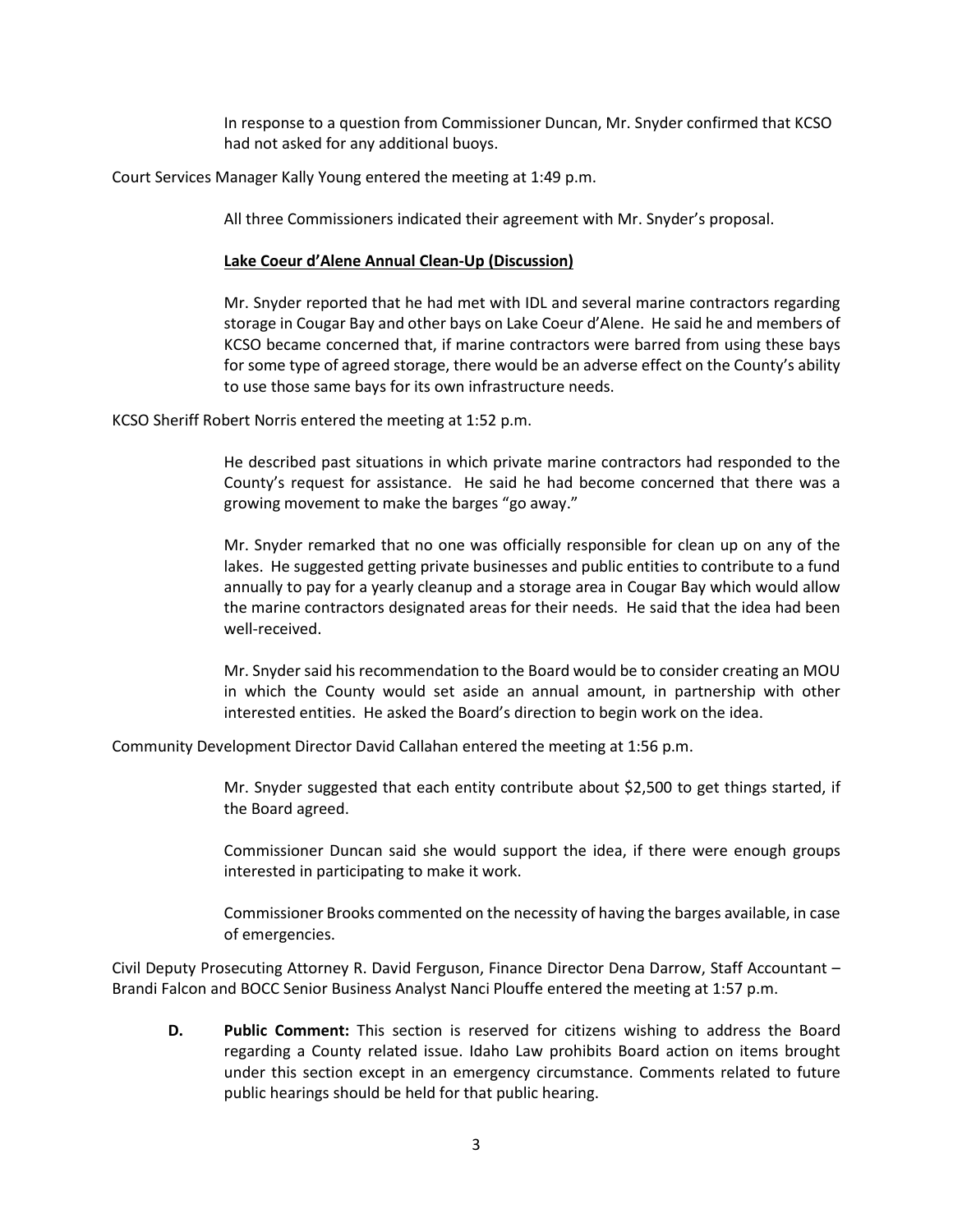In response to a question from Commissioner Duncan, Mr. Snyder confirmed that KCSO had not asked for any additional buoys.

Court Services Manager Kally Young entered the meeting at 1:49 p.m.

All three Commissioners indicated their agreement with Mr. Snyder's proposal.

**Lake Coeur d'Alene Annual Clean-Up (Discussion)**

Mr. Snyder reported that he had met with IDL and several marine contractors regarding storage in Cougar Bay and other bays on Lake Coeur d'Alene. He said he and members of KCSO became concerned that, if marine contractors were barred from using these bays for some type of agreed storage, there would be an adverse effect on the County's ability to use those same bays for its own infrastructure needs.

KCSO Sheriff Robert Norris entered the meeting at 1:52 p.m.

He described past situations in which private marine contractors had responded to the County's request for assistance. He said he had become concerned that there was a growing movement to make the barges "go away."

Mr. Snyder remarked that no one was officially responsible for clean up on any of the lakes. He suggested getting private businesses and public entities to contribute to a fund annually to pay for a yearly cleanup and a storage area in Cougar Bay which would allow the marine contractors designated areas for their needs. He said that the idea had been well-received.

Mr. Snyder said his recommendation to the Board would be to consider creating an MOU in which the County would set aside an annual amount, in partnership with other interested entities. He asked the Board's direction to begin work on the idea.

Community Development Director David Callahan entered the meeting at 1:56 p.m.

Mr. Snyder suggested that each entity contribute about $2,500 to get things started, if the Board agreed.

Commissioner Duncan said she would support the idea, if there were enough groups interested in participating to make it work.

Commissioner Brooks commented on the necessity of having the barges available, in case of emergencies.

Civil Deputy Prosecuting Attorney R. David Ferguson, Finance Director Dena Darrow, Staff Accountant – Brandi Falcon and BOCC Senior Business Analyst Nanci Plouffe entered the meeting at 1:57 p.m.

**D. Public Comment:** This section is reserved for citizens wishing to address the Board regarding a County related issue. Idaho Law prohibits Board action on items brought under this section except in an emergency circumstance. Comments related to future public hearings should be held for that public hearing.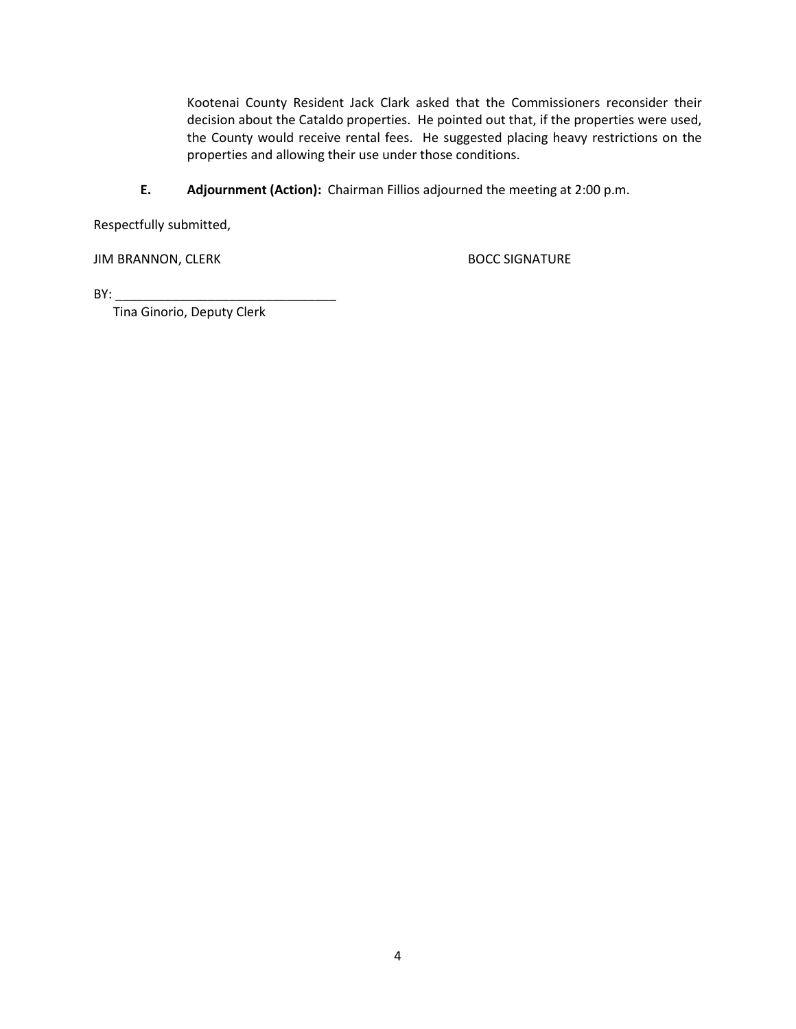Kootenai County Resident Jack Clark asked that the Commissioners reconsider their decision about the Cataldo properties. He pointed out that, if the properties were used, the County would receive rental fees. He suggested placing heavy restrictions on the properties and allowing their use under those conditions.

**E. Adjournment (Action):** Chairman Fillios adjourned the meeting at 2:00 p.m.

Respectfully submitted,

JIM BRANNON, CLERK BOCC SIGNATURE

BY: _______________________________
Tina Ginorio, Deputy Clerk